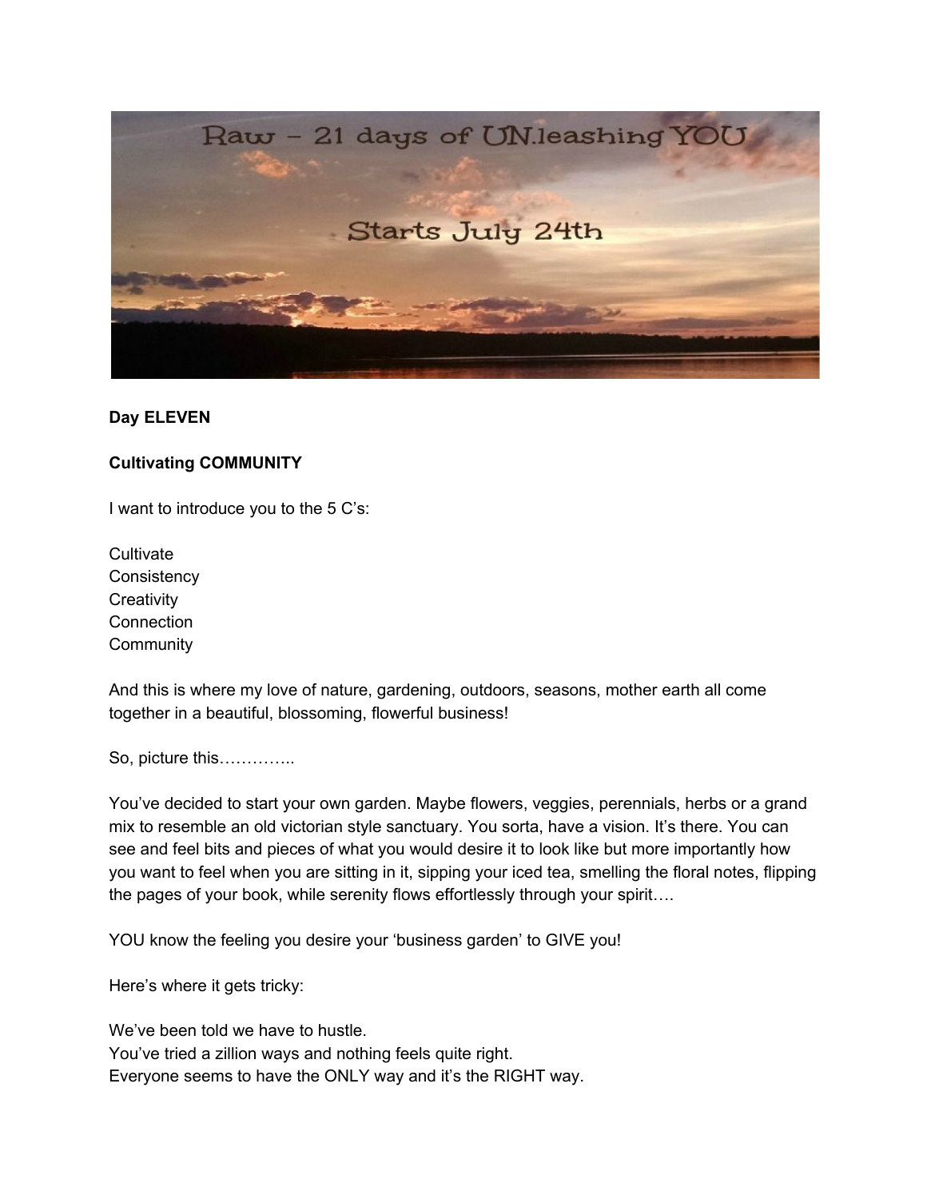**Day ELEVEN**

**Cultivating COMMUNITY**

I want to introduce you to the 5 C's:

Cultivate
Consistency
Creativity
Connection
Community

And this is where my love of nature, gardening, outdoors, seasons, mother earth all come together in a beautiful, blossoming, flowerful business!

So, picture this…………..

You've decided to start your own garden. Maybe flowers, veggies, perennials, herbs or a grand mix to resemble an old victorian style sanctuary. You sorta, have a vision. It's there. You can see and feel bits and pieces of what you would desire it to look like but more importantly how you want to feel when you are sitting in it, sipping your iced tea, smelling the floral notes, flipping the pages of your book, while serenity flows effortlessly through your spirit….

YOU know the feeling you desire your 'business garden' to GIVE you!

Here's where it gets tricky:

We've been told we have to hustle.
You've tried a zillion ways and nothing feels quite right.
Everyone seems to have the ONLY way and it's the RIGHT way.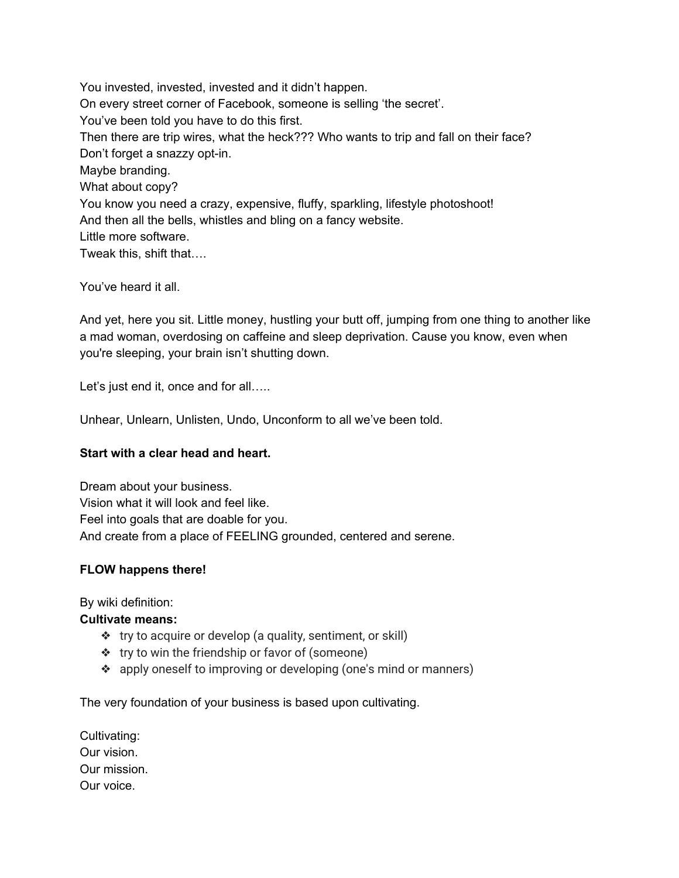You invested, invested, invested and it didn't happen.
On every street corner of Facebook, someone is selling 'the secret'.
You've been told you have to do this first.
Then there are trip wires, what the heck??? Who wants to trip and fall on their face?
Don't forget a snazzy opt-in.
Maybe branding.
What about copy?
You know you need a crazy, expensive, fluffy, sparkling, lifestyle photoshoot!
And then all the bells, whistles and bling on a fancy website.
Little more software.
Tweak this, shift that….

You've heard it all.

And yet, here you sit. Little money, hustling your butt off, jumping from one thing to another like a mad woman, overdosing on caffeine and sleep deprivation. Cause you know, even when you're sleeping, your brain isn't shutting down.

Let's just end it, once and for all…..

Unhear, Unlearn, Unlisten, Undo, Unconform to all we've been told.

**Start with a clear head and heart.**

Dream about your business.
Vision what it will look and feel like.
Feel into goals that are doable for you.
And create from a place of FEELING grounded, centered and serene.

**FLOW happens there!**

By wiki definition:
**Cultivate means:**

- try to acquire or develop (a quality, sentiment, or skill)
- try to win the friendship or favor of (someone)
- apply oneself to improving or developing (one's mind or manners)

The very foundation of your business is based upon cultivating.

Cultivating:
Our vision.
Our mission.
Our voice.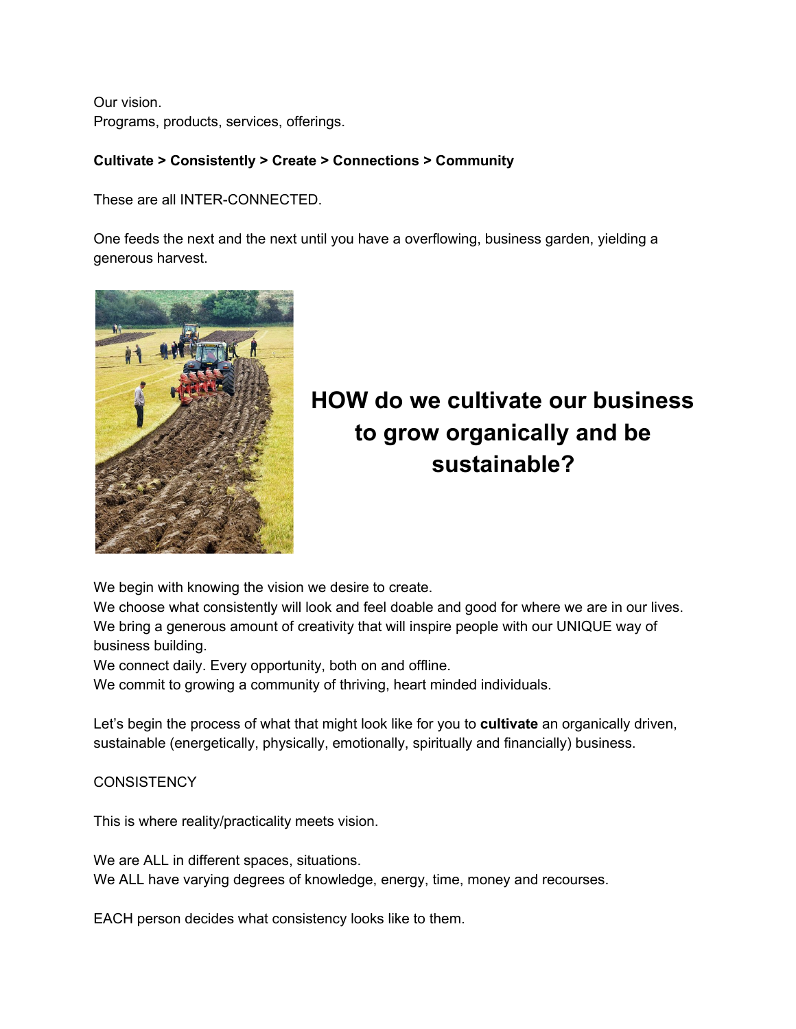Our vision.
Programs, products, services, offerings.

**Cultivate > Consistently > Create > Connections > Community**

These are all INTER-CONNECTED.

One feeds the next and the next until you have a overflowing, business garden, yielding a generous harvest.

## HOW do we cultivate our business to grow organically and be sustainable?

We begin with knowing the vision we desire to create.
We choose what consistently will look and feel doable and good for where we are in our lives.
We bring a generous amount of creativity that will inspire people with our UNIQUE way of business building.
We connect daily. Every opportunity, both on and offline.
We commit to growing a community of thriving, heart minded individuals.

Let's begin the process of what that might look like for you to **cultivate** an organically driven, sustainable (energetically, physically, emotionally, spiritually and financially) business.

CONSISTENCY

This is where reality/practicality meets vision.

We are ALL in different spaces, situations.
We ALL have varying degrees of knowledge, energy, time, money and recourses.

EACH person decides what consistency looks like to them.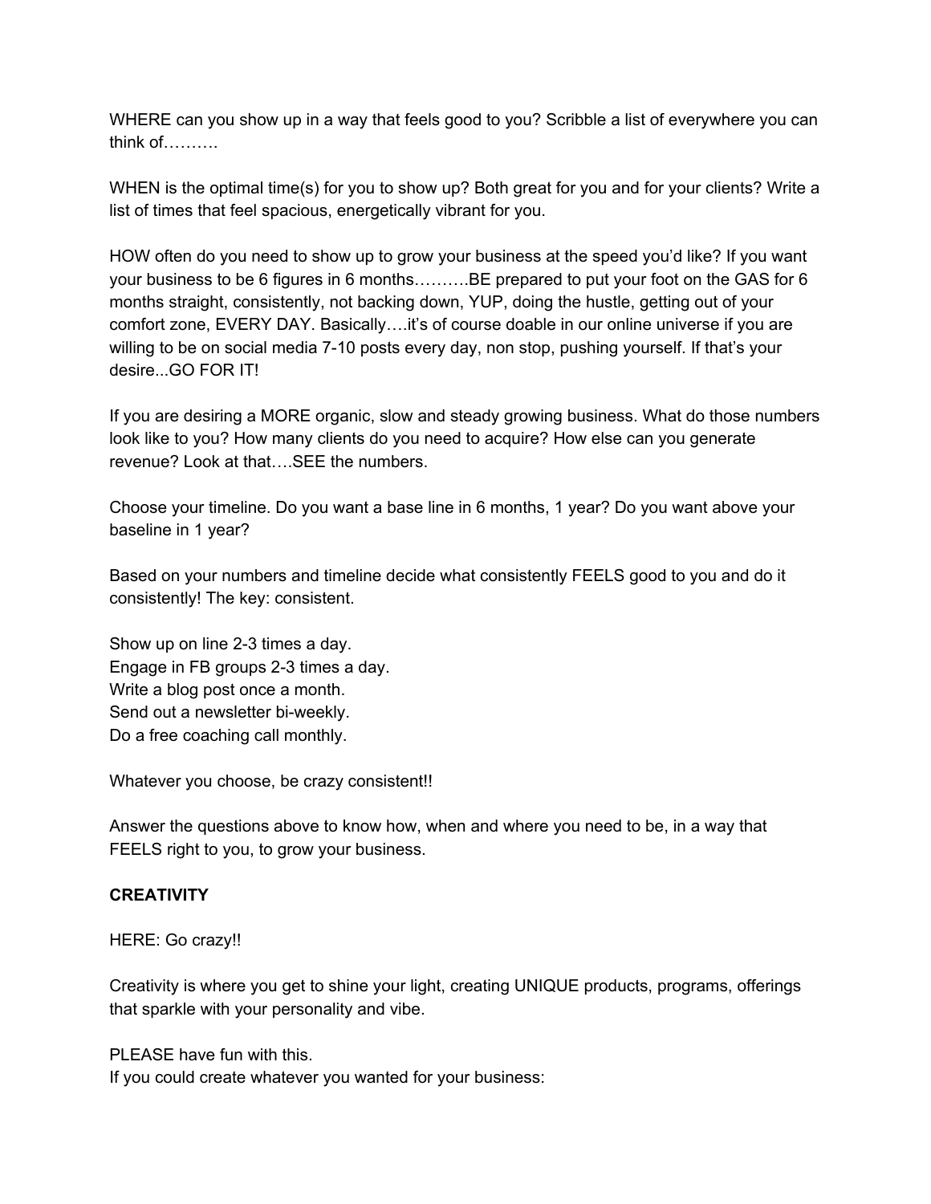WHERE can you show up in a way that feels good to you? Scribble a list of everywhere you can think of……….

WHEN is the optimal time(s) for you to show up? Both great for you and for your clients? Write a list of times that feel spacious, energetically vibrant for you.

HOW often do you need to show up to grow your business at the speed you'd like? If you want your business to be 6 figures in 6 months……….BE prepared to put your foot on the GAS for 6 months straight, consistently, not backing down, YUP, doing the hustle, getting out of your comfort zone, EVERY DAY. Basically….it's of course doable in our online universe if you are willing to be on social media 7-10 posts every day, non stop, pushing yourself. If that's your desire...GO FOR IT!

If you are desiring a MORE organic, slow and steady growing business. What do those numbers look like to you? How many clients do you need to acquire? How else can you generate revenue? Look at that….SEE the numbers.

Choose your timeline. Do you want a base line in 6 months, 1 year? Do you want above your baseline in 1 year?

Based on your numbers and timeline decide what consistently FEELS good to you and do it consistently! The key: consistent.

Show up on line 2-3 times a day.
Engage in FB groups 2-3 times a day.
Write a blog post once a month.
Send out a newsletter bi-weekly.
Do a free coaching call monthly.

Whatever you choose, be crazy consistent!!

Answer the questions above to know how, when and where you need to be, in a way that FEELS right to you, to grow your business.

**CREATIVITY**

HERE: Go crazy!!

Creativity is where you get to shine your light, creating UNIQUE products, programs, offerings that sparkle with your personality and vibe.

PLEASE have fun with this.
If you could create whatever you wanted for your business: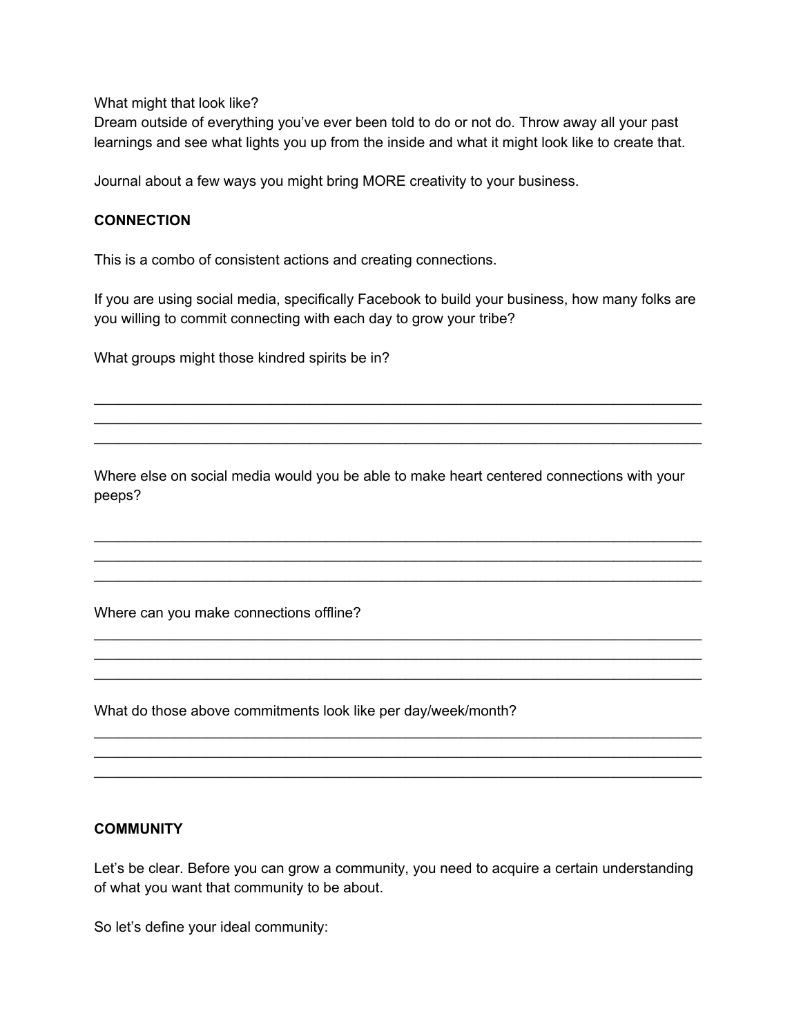What might that look like?
Dream outside of everything you've ever been told to do or not do. Throw away all your past learnings and see what lights you up from the inside and what it might look like to create that.

Journal about a few ways you might bring MORE creativity to your business.

**CONNECTION**

This is a combo of consistent actions and creating connections.

If you are using social media, specifically Facebook to build your business, how many folks are you willing to commit connecting with each day to grow your tribe?

What groups might those kindred spirits be in?

\_\_\_\_\_\_\_\_\_\_\_\_\_\_\_\_\_\_\_\_\_\_\_\_\_\_\_\_\_\_\_\_\_\_\_\_\_\_\_\_\_\_\_\_\_\_\_\_\_\_\_\_\_\_\_\_\_\_\_\_\_\_\_\_\_\_\_\_\_\_\_\_
\_\_\_\_\_\_\_\_\_\_\_\_\_\_\_\_\_\_\_\_\_\_\_\_\_\_\_\_\_\_\_\_\_\_\_\_\_\_\_\_\_\_\_\_\_\_\_\_\_\_\_\_\_\_\_\_\_\_\_\_\_\_\_\_\_\_\_\_\_\_\_\_
\_\_\_\_\_\_\_\_\_\_\_\_\_\_\_\_\_\_\_\_\_\_\_\_\_\_\_\_\_\_\_\_\_\_\_\_\_\_\_\_\_\_\_\_\_\_\_\_\_\_\_\_\_\_\_\_\_\_\_\_\_\_\_\_\_\_\_\_\_\_\_\_

Where else on social media would you be able to make heart centered connections with your peeps?

\_\_\_\_\_\_\_\_\_\_\_\_\_\_\_\_\_\_\_\_\_\_\_\_\_\_\_\_\_\_\_\_\_\_\_\_\_\_\_\_\_\_\_\_\_\_\_\_\_\_\_\_\_\_\_\_\_\_\_\_\_\_\_\_\_\_\_\_\_\_\_\_
\_\_\_\_\_\_\_\_\_\_\_\_\_\_\_\_\_\_\_\_\_\_\_\_\_\_\_\_\_\_\_\_\_\_\_\_\_\_\_\_\_\_\_\_\_\_\_\_\_\_\_\_\_\_\_\_\_\_\_\_\_\_\_\_\_\_\_\_\_\_\_\_
\_\_\_\_\_\_\_\_\_\_\_\_\_\_\_\_\_\_\_\_\_\_\_\_\_\_\_\_\_\_\_\_\_\_\_\_\_\_\_\_\_\_\_\_\_\_\_\_\_\_\_\_\_\_\_\_\_\_\_\_\_\_\_\_\_\_\_\_\_\_\_\_

Where can you make connections offline?

\_\_\_\_\_\_\_\_\_\_\_\_\_\_\_\_\_\_\_\_\_\_\_\_\_\_\_\_\_\_\_\_\_\_\_\_\_\_\_\_\_\_\_\_\_\_\_\_\_\_\_\_\_\_\_\_\_\_\_\_\_\_\_\_\_\_\_\_\_\_\_\_
\_\_\_\_\_\_\_\_\_\_\_\_\_\_\_\_\_\_\_\_\_\_\_\_\_\_\_\_\_\_\_\_\_\_\_\_\_\_\_\_\_\_\_\_\_\_\_\_\_\_\_\_\_\_\_\_\_\_\_\_\_\_\_\_\_\_\_\_\_\_\_\_
\_\_\_\_\_\_\_\_\_\_\_\_\_\_\_\_\_\_\_\_\_\_\_\_\_\_\_\_\_\_\_\_\_\_\_\_\_\_\_\_\_\_\_\_\_\_\_\_\_\_\_\_\_\_\_\_\_\_\_\_\_\_\_\_\_\_\_\_\_\_\_\_

What do those above commitments look like per day/week/month?

\_\_\_\_\_\_\_\_\_\_\_\_\_\_\_\_\_\_\_\_\_\_\_\_\_\_\_\_\_\_\_\_\_\_\_\_\_\_\_\_\_\_\_\_\_\_\_\_\_\_\_\_\_\_\_\_\_\_\_\_\_\_\_\_\_\_\_\_\_\_\_\_
\_\_\_\_\_\_\_\_\_\_\_\_\_\_\_\_\_\_\_\_\_\_\_\_\_\_\_\_\_\_\_\_\_\_\_\_\_\_\_\_\_\_\_\_\_\_\_\_\_\_\_\_\_\_\_\_\_\_\_\_\_\_\_\_\_\_\_\_\_\_\_\_
\_\_\_\_\_\_\_\_\_\_\_\_\_\_\_\_\_\_\_\_\_\_\_\_\_\_\_\_\_\_\_\_\_\_\_\_\_\_\_\_\_\_\_\_\_\_\_\_\_\_\_\_\_\_\_\_\_\_\_\_\_\_\_\_\_\_\_\_\_\_\_\_

**COMMUNITY**

Let's be clear. Before you can grow a community, you need to acquire a certain understanding of what you want that community to be about.

So let's define your ideal community: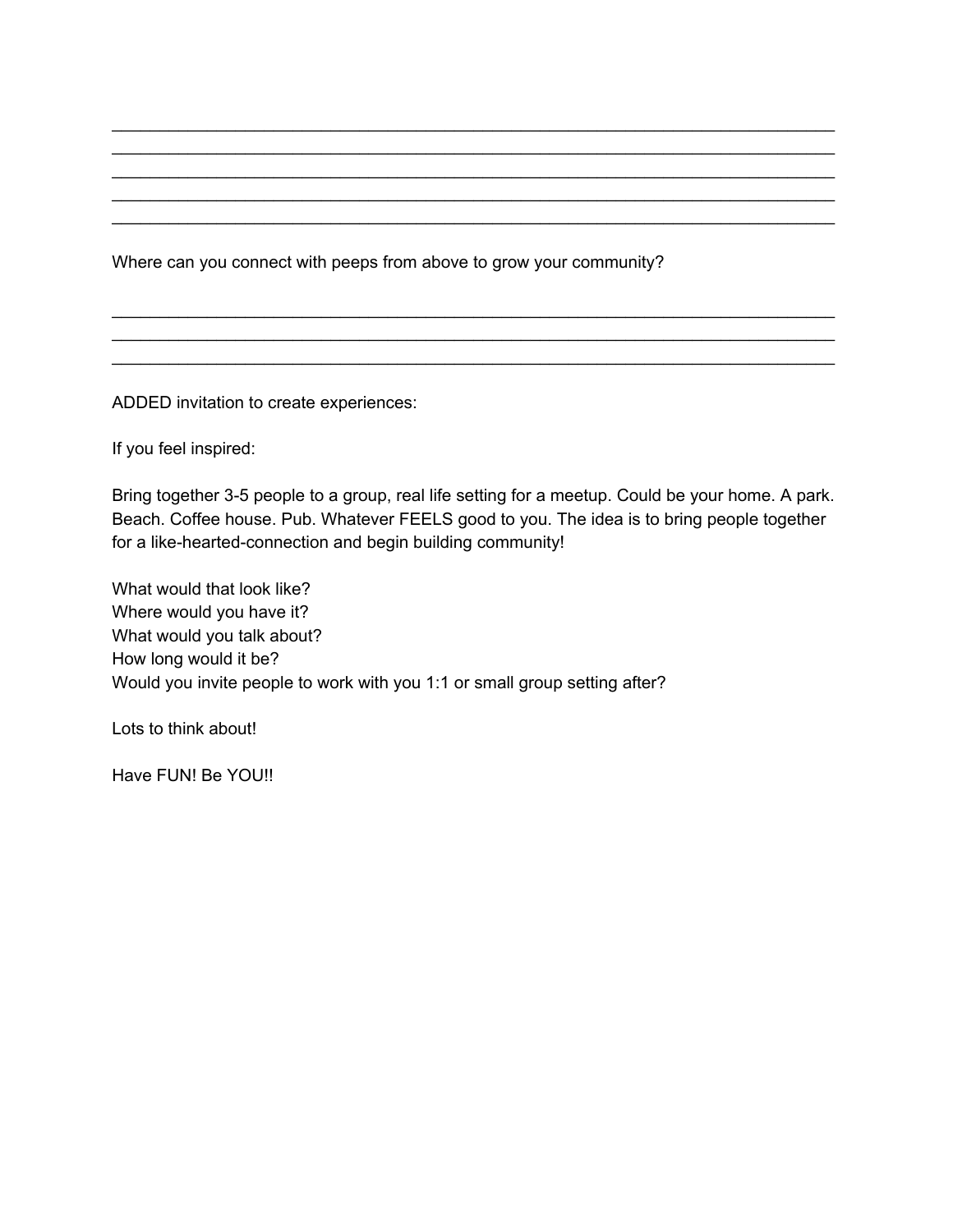\_\_\_\_\_\_\_\_\_\_\_\_\_\_\_\_\_\_\_\_\_\_\_\_\_\_\_\_\_\_\_\_\_\_\_\_\_\_\_\_\_\_\_\_\_\_\_\_\_\_\_\_\_\_\_\_\_\_\_\_\_\_\_\_\_\_\_\_\_\_\_\_\_\_\_\_
\_\_\_\_\_\_\_\_\_\_\_\_\_\_\_\_\_\_\_\_\_\_\_\_\_\_\_\_\_\_\_\_\_\_\_\_\_\_\_\_\_\_\_\_\_\_\_\_\_\_\_\_\_\_\_\_\_\_\_\_\_\_\_\_\_\_\_\_\_\_\_\_\_\_\_\_
\_\_\_\_\_\_\_\_\_\_\_\_\_\_\_\_\_\_\_\_\_\_\_\_\_\_\_\_\_\_\_\_\_\_\_\_\_\_\_\_\_\_\_\_\_\_\_\_\_\_\_\_\_\_\_\_\_\_\_\_\_\_\_\_\_\_\_\_\_\_\_\_\_\_\_\_
\_\_\_\_\_\_\_\_\_\_\_\_\_\_\_\_\_\_\_\_\_\_\_\_\_\_\_\_\_\_\_\_\_\_\_\_\_\_\_\_\_\_\_\_\_\_\_\_\_\_\_\_\_\_\_\_\_\_\_\_\_\_\_\_\_\_\_\_\_\_\_\_\_\_\_\_
\_\_\_\_\_\_\_\_\_\_\_\_\_\_\_\_\_\_\_\_\_\_\_\_\_\_\_\_\_\_\_\_\_\_\_\_\_\_\_\_\_\_\_\_\_\_\_\_\_\_\_\_\_\_\_\_\_\_\_\_\_\_\_\_\_\_\_\_\_\_\_\_\_\_\_\_

Where can you connect with peeps from above to grow your community?

\_\_\_\_\_\_\_\_\_\_\_\_\_\_\_\_\_\_\_\_\_\_\_\_\_\_\_\_\_\_\_\_\_\_\_\_\_\_\_\_\_\_\_\_\_\_\_\_\_\_\_\_\_\_\_\_\_\_\_\_\_\_\_\_\_\_\_\_\_\_\_\_\_\_\_\_
\_\_\_\_\_\_\_\_\_\_\_\_\_\_\_\_\_\_\_\_\_\_\_\_\_\_\_\_\_\_\_\_\_\_\_\_\_\_\_\_\_\_\_\_\_\_\_\_\_\_\_\_\_\_\_\_\_\_\_\_\_\_\_\_\_\_\_\_\_\_\_\_\_\_\_\_
\_\_\_\_\_\_\_\_\_\_\_\_\_\_\_\_\_\_\_\_\_\_\_\_\_\_\_\_\_\_\_\_\_\_\_\_\_\_\_\_\_\_\_\_\_\_\_\_\_\_\_\_\_\_\_\_\_\_\_\_\_\_\_\_\_\_\_\_\_\_\_\_\_\_\_\_

ADDED invitation to create experiences:

If you feel inspired:

Bring together 3-5 people to a group, real life setting for a meetup. Could be your home. A park. Beach. Coffee house. Pub. Whatever FEELS good to you. The idea is to bring people together for a like-hearted-connection and begin building community!

What would that look like?
Where would you have it?
What would you talk about?
How long would it be?
Would you invite people to work with you 1:1 or small group setting after?

Lots to think about!

Have FUN! Be YOU!!